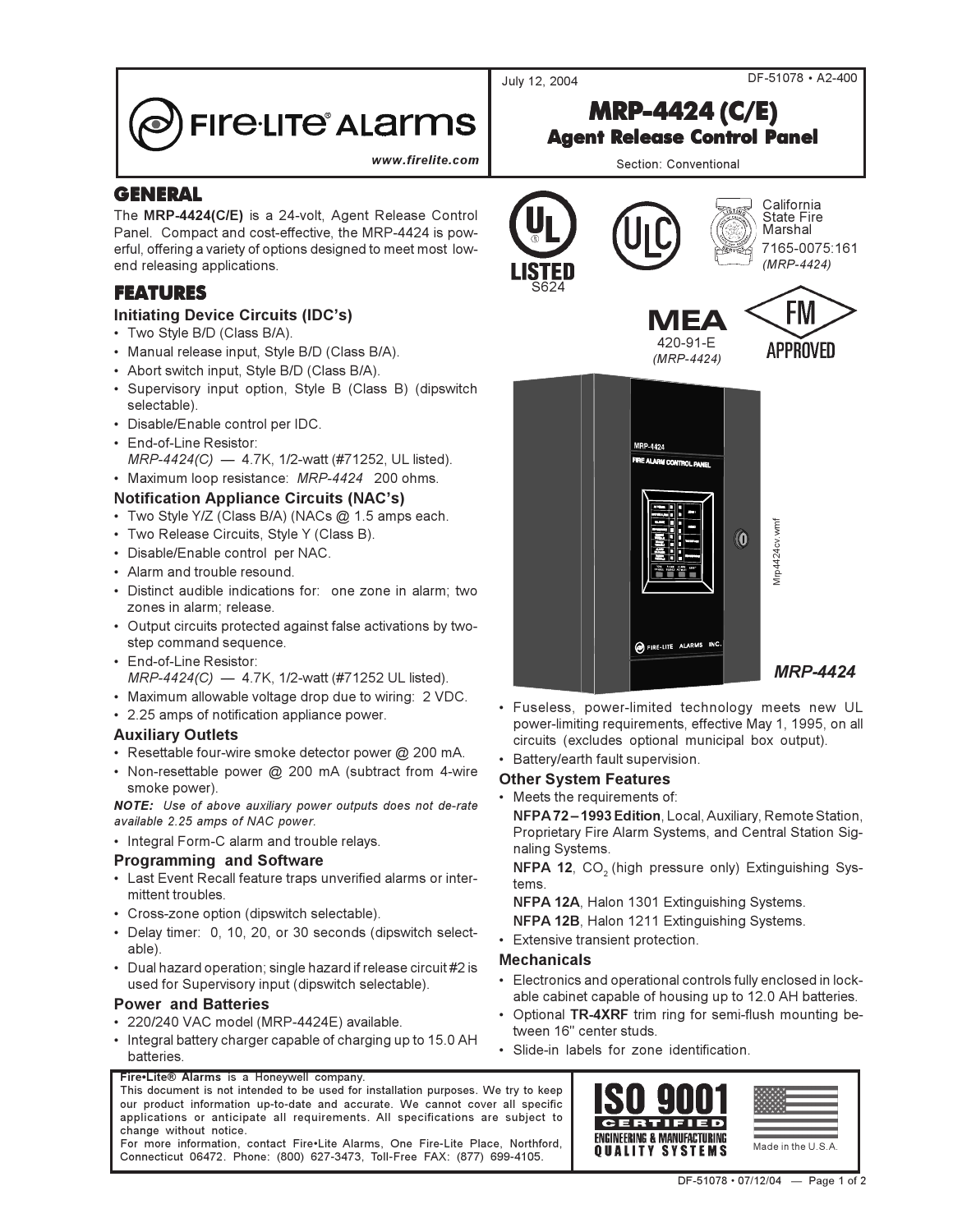July 12, 2004

DF-51078 • A2-400

# MRP-4424 (C/E)

## Agent Release Control Panel

Section: Conventional

www.firelite.com

UL LISTED S624

California State Fire Marshal 7165-0075:161 *(MRP-4424)*

MEA 420-91-E *(MRP-4424)*

FM APPROVED

## GENERAL

The **MRP-4424(C/E)** is a 24-volt, Agent Release Control Panel. Compact and cost-effective, the MRP-4424 is powerful, offering a variety of options designed to meet most low-end releasing applications.

## FEATURES

### Initiating Device Circuits (IDC's)

- Two Style B/D (Class B/A).
- Manual release input, Style B/D (Class B/A).
- Abort switch input, Style B/D (Class B/A).
- Supervisory input option, Style B (Class B) (dipswitch selectable).
- Disable/Enable control per IDC.
- End-of-Line Resistor:
  *MRP-4424(C)* — 4.7K, 1/2-watt (#71252, UL listed).
- Maximum loop resistance: *MRP-4424* 200 ohms.

### Notification Appliance Circuits (NAC's)

- Two Style Y/Z (Class B/A) (NACs @ 1.5 amps each.
- Two Release Circuits, Style Y (Class B).
- Disable/Enable control per NAC.
- Alarm and trouble resound.
- Distinct audible indications for: one zone in alarm; two zones in alarm; release.
- Output circuits protected against false activations by two-step command sequence.
- End-of-Line Resistor:
  *MRP-4424(C)* — 4.7K, 1/2-watt (#71252 UL listed).
- Maximum allowable voltage drop due to wiring: 2 VDC.
- 2.25 amps of notification appliance power.

### Auxiliary Outlets

- Resettable four-wire smoke detector power @ 200 mA.
- Non-resettable power @ 200 mA (subtract from 4-wire smoke power).

***NOTE:** Use of above auxiliary power outputs does not de-rate available 2.25 amps of NAC power.*

- Integral Form-C alarm and trouble relays.

### Programming and Software

- Last Event Recall feature traps unverified alarms or intermittent troubles.
- Cross-zone option (dipswitch selectable).
- Delay timer: 0, 10, 20, or 30 seconds (dipswitch selectable).
- Dual hazard operation; single hazard if release circuit #2 is used for Supervisory input (dipswitch selectable).

### Power and Batteries

- 220/240 VAC model (MRP-4424E) available.
- Integral battery charger capable of charging up to 15.0 AH batteries.

*MRP-4424*

- Fuseless, power-limited technology meets new UL power-limiting requirements, effective May 1, 1995, on all circuits (excludes optional municipal box output).
- Battery/earth fault supervision.

### Other System Features

- Meets the requirements of:
  **NFPA 72 – 1993 Edition**, Local, Auxiliary, Remote Station, Proprietary Fire Alarm Systems, and Central Station Signaling Systems.
  **NFPA 12**, $CO_2$ (high pressure only) Extinguishing Systems.
  **NFPA 12A**, Halon 1301 Extinguishing Systems.
  **NFPA 12B**, Halon 1211 Extinguishing Systems.
- Extensive transient protection.

### Mechanicals

- Electronics and operational controls fully enclosed in lockable cabinet capable of housing up to 12.0 AH batteries.
- Optional **TR-4XRF** trim ring for semi-flush mounting between 16" center studs.
- Slide-in labels for zone identification.

**Fire•Lite® Alarms** is a Honeywell company.
This document is not intended to be used for installation purposes. We try to keep our product information up-to-date and accurate. We cannot cover all specific applications or anticipate all requirements. All specifications are subject to change without notice.
For more information, contact Fire•Lite Alarms, One Fire-Lite Place, Northford, Connecticut 06472. Phone: (800) 627-3473, Toll-Free FAX: (877) 699-4105.

ISO 9001 CERTIFIED ENGINEERING & MANUFACTURING QUALITY SYSTEMS

Made in the U.S.A.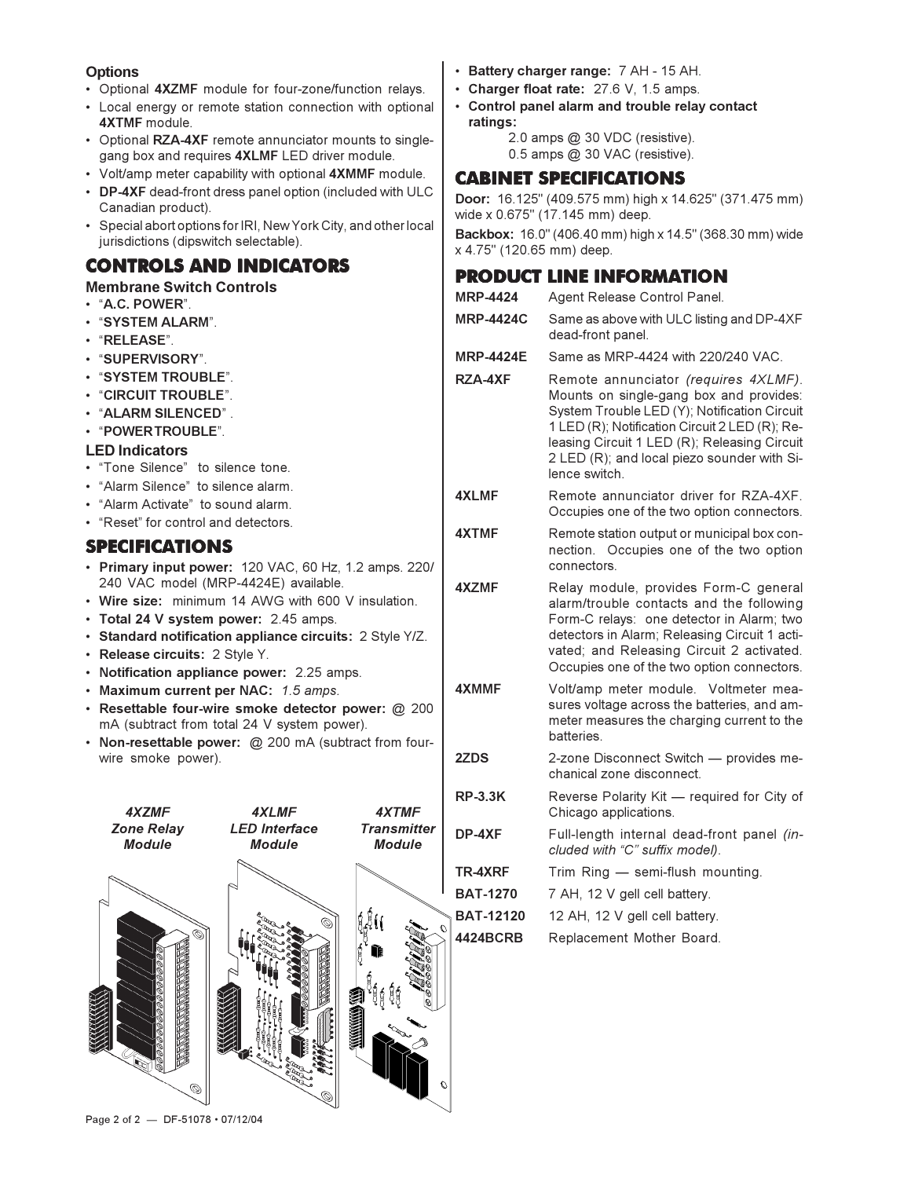### Options

- Optional **4XZMF** module for four-zone/function relays.
- Local energy or remote station connection with optional **4XTMF** module.
- Optional **RZA-4XF** remote annunciator mounts to single-gang box and requires **4XLMF** LED driver module.
- Volt/amp meter capability with optional **4XMMF** module.
- **DP-4XF** dead-front dress panel option (included with ULC Canadian product).
- Special abort options for IRI, New York City, and other local jurisdictions (dipswitch selectable).

## CONTROLS AND INDICATORS

### Membrane Switch Controls

- "**A.C. POWER**".
- "**SYSTEM ALARM**".
- "**RELEASE**".
- "**SUPERVISORY**".
- "**SYSTEM TROUBLE**".
- "**CIRCUIT TROUBLE**".
- "**ALARM SILENCED**" .
- "**POWER TROUBLE**".

### LED Indicators

- "Tone Silence" to silence tone.
- "Alarm Silence" to silence alarm.
- "Alarm Activate" to sound alarm.
- "Reset" for control and detectors.

## SPECIFICATIONS

- **Primary input power:** 120 VAC, 60 Hz, 1.2 amps. 220/240 VAC model (MRP-4424E) available.
- **Wire size:** minimum 14 AWG with 600 V insulation.
- **Total 24 V system power:** 2.45 amps.
- **Standard notification appliance circuits:** 2 Style Y/Z.
- **Release circuits:** 2 Style Y.
- **Notification appliance power:** 2.25 amps.
- **Maximum current per NAC:** *1.5 amps.*
- **Resettable four-wire smoke detector power:** @ 200 mA (subtract from total 24 V system power).
- **Non-resettable power:** @ 200 mA (subtract from four-wire smoke power).

*4XZMF Zone Relay Module*

*4XLMF LED Interface Module*

*4XTMF Transmitter Module*

- **Battery charger range:** 7 AH - 15 AH.
- **Charger float rate:** 27.6 V, 1.5 amps.
- **Control panel alarm and trouble relay contact ratings:**
  2.0 amps @ 30 VDC (resistive).
  0.5 amps @ 30 VAC (resistive).

## CABINET SPECIFICATIONS

**Door:** 16.125" (409.575 mm) high x 14.625" (371.475 mm) wide x 0.675" (17.145 mm) deep.

**Backbox:** 16.0" (406.40 mm) high x 14.5" (368.30 mm) wide x 4.75" (120.65 mm) deep.

## PRODUCT LINE INFORMATION

| | |
|---|---|
| **MRP-4424** | Agent Release Control Panel. |
| **MRP-4424C** | Same as above with ULC listing and DP-4XF dead-front panel. |
| **MRP-4424E** | Same as MRP-4424 with 220/240 VAC. |
| **RZA-4XF** | Remote annunciator *(requires 4XLMF)*. Mounts on single-gang box and provides: System Trouble LED (Y); Notification Circuit 1 LED (R); Notification Circuit 2 LED (R); Releasing Circuit 1 LED (R); Releasing Circuit 2 LED (R); and local piezo sounder with Silence switch. |
| **4XLMF** | Remote annunciator driver for RZA-4XF. Occupies one of the two option connectors. |
| **4XTMF** | Remote station output or municipal box connection. Occupies one of the two option connectors. |
| **4XZMF** | Relay module, provides Form-C general alarm/trouble contacts and the following Form-C relays: one detector in Alarm; two detectors in Alarm; Releasing Circuit 1 activated; and Releasing Circuit 2 activated. Occupies one of the two option connectors. |
| **4XMMF** | Volt/amp meter module. Voltmeter measures voltage across the batteries, and ammeter measures the charging current to the batteries. |
| **2ZDS** | 2-zone Disconnect Switch — provides mechanical zone disconnect. |
| **RP-3.3K** | Reverse Polarity Kit — required for City of Chicago applications. |
| **DP-4XF** | Full-length internal dead-front panel *(included with "C" suffix model)*. |
| **TR-4XRF** | Trim Ring — semi-flush mounting. |
| **BAT-1270** | 7 AH, 12 V gell cell battery. |
| **BAT-12120** | 12 AH, 12 V gell cell battery. |
| **4424BCRB** | Replacement Mother Board. |

DF-51078 • 07/12/04